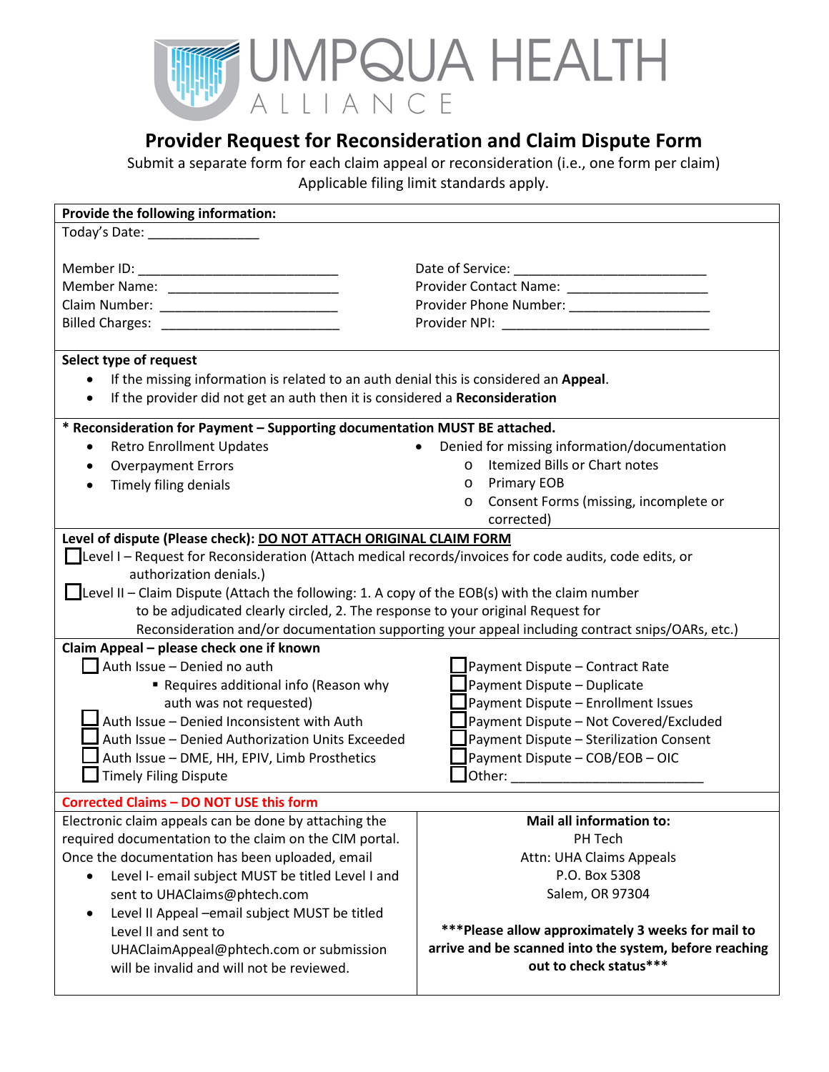UMPQUA HEALTH ALLIANCE

# Provider Request for Reconsideration and Claim Dispute Form

Submit a separate form for each claim appeal or reconsideration (i.e., one form per claim)
Applicable filing limit standards apply.

**Provide the following information:**

Today's Date: _______________

| | |
|---|---|
| Member ID: ___________________________ | Date of Service: __________________________ |
| Member Name: _______________________ | Provider Contact Name: ___________________ |
| Claim Number: _______________________ | Provider Phone Number: ___________________ |
| Billed Charges: ______________________ | Provider NPI: ____________________________ |

**Select type of request**

- If the missing information is related to an auth denial this is considered an **Appeal**.
- If the provider did not get an auth then it is considered a **Reconsideration**

**\* Reconsideration for Payment – Supporting documentation MUST BE attached.**

- Retro Enrollment Updates
- Overpayment Errors
- Timely filing denials
- Denied for missing information/documentation
  - Itemized Bills or Chart notes
  - Primary EOB
  - Consent Forms (missing, incomplete or corrected)

**Level of dispute (Please check): <u>DO NOT ATTACH ORIGINAL CLAIM FORM</u>**

☐ Level I – Request for Reconsideration (Attach medical records/invoices for code audits, code edits, or authorization denials.)

☐ Level II – Claim Dispute (Attach the following: 1. A copy of the EOB(s) with the claim number to be adjudicated clearly circled, 2. The response to your original Request for Reconsideration and/or documentation supporting your appeal including contract snips/OARs, etc.)

**Claim Appeal – please check one if known**

| | |
|---|---|
| ☐ Auth Issue – Denied no auth<br>▪ Requires additional info (Reason why auth was not requested) | ☐ Payment Dispute – Contract Rate |
| ☐ Auth Issue – Denied Inconsistent with Auth | ☐ Payment Dispute – Duplicate |
| ☐ Auth Issue – Denied Authorization Units Exceeded | ☐ Payment Dispute – Enrollment Issues |
| ☐ Auth Issue – DME, HH, EPIV, Limb Prosthetics | ☐ Payment Dispute – Not Covered/Excluded |
| ☐ Timely Filing Dispute | ☐ Payment Dispute – Sterilization Consent |
| | ☐ Payment Dispute – COB/EOB – OIC |
| | ☐ Other: ___________________________ |

**Corrected Claims – DO NOT USE this form**

Electronic claim appeals can be done by attaching the required documentation to the claim on the CIM portal. Once the documentation has been uploaded, email

- Level I- email subject MUST be titled Level I and sent to UHAClaims@phtech.com
- Level II Appeal –email subject MUST be titled Level II and sent to UHAClaimAppeal@phtech.com or submission will be invalid and will not be reviewed.

**Mail all information to:**
PH Tech
Attn: UHA Claims Appeals
P.O. Box 5308
Salem, OR 97304

**\*\*\*Please allow approximately 3 weeks for mail to arrive and be scanned into the system, before reaching out to check status\*\*\***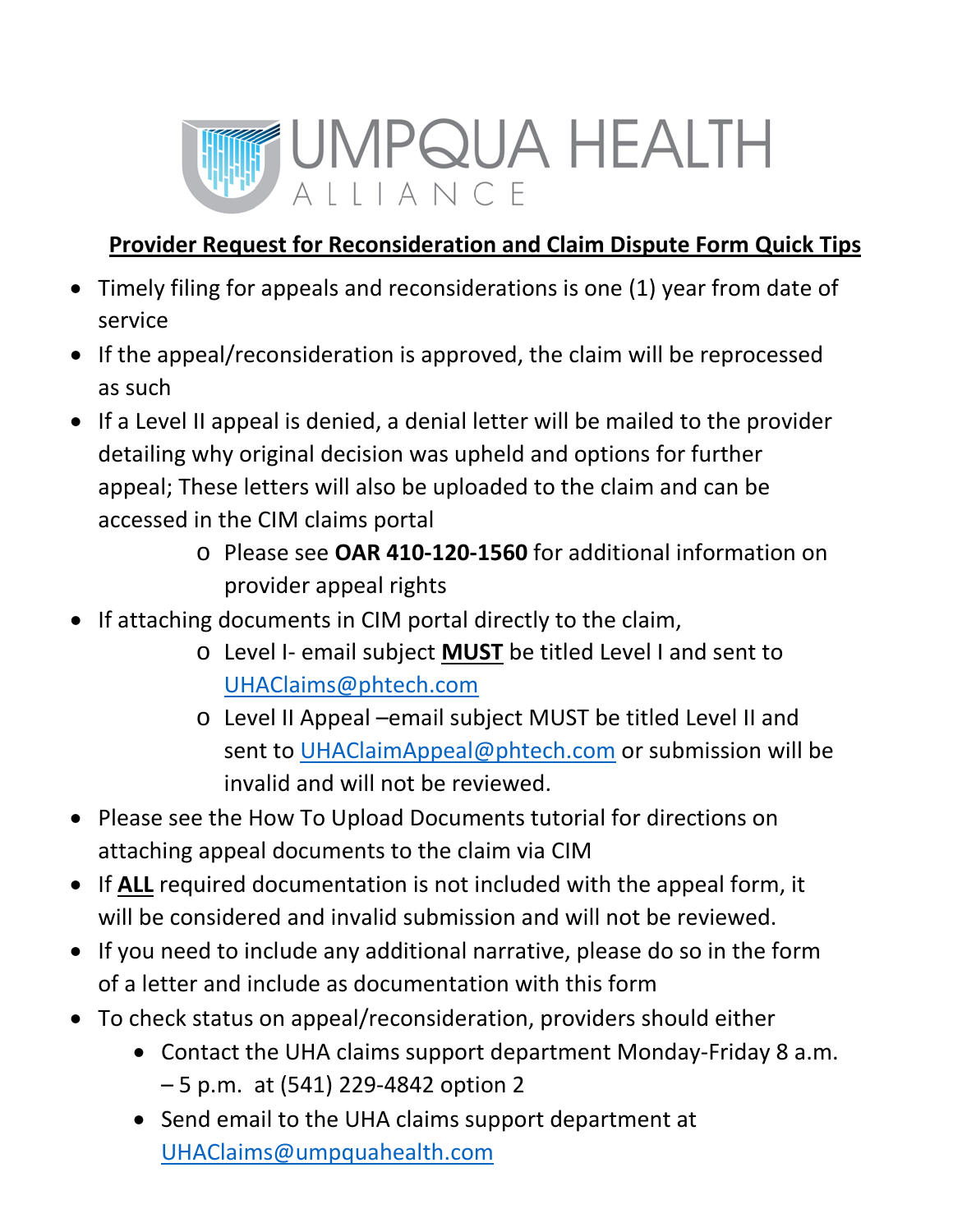UMPQUA HEALTH ALLIANCE

## Provider Request for Reconsideration and Claim Dispute Form Quick Tips

- Timely filing for appeals and reconsiderations is one (1) year from date of service
- If the appeal/reconsideration is approved, the claim will be reprocessed as such
- If a Level II appeal is denied, a denial letter will be mailed to the provider detailing why original decision was upheld and options for further appeal; These letters will also be uploaded to the claim and can be accessed in the CIM claims portal
  - Please see **OAR 410-120-1560** for additional information on provider appeal rights
- If attaching documents in CIM portal directly to the claim,
  - Level I- email subject **MUST** be titled Level I and sent to UHAClaims@phtech.com
  - Level II Appeal –email subject MUST be titled Level II and sent to UHAClaimAppeal@phtech.com or submission will be invalid and will not be reviewed.
- Please see the How To Upload Documents tutorial for directions on attaching appeal documents to the claim via CIM
- If **ALL** required documentation is not included with the appeal form, it will be considered and invalid submission and will not be reviewed.
- If you need to include any additional narrative, please do so in the form of a letter and include as documentation with this form
- To check status on appeal/reconsideration, providers should either
  - Contact the UHA claims support department Monday-Friday 8 a.m. – 5 p.m. at (541) 229-4842 option 2
  - Send email to the UHA claims support department at UHAClaims@umpquahealth.com